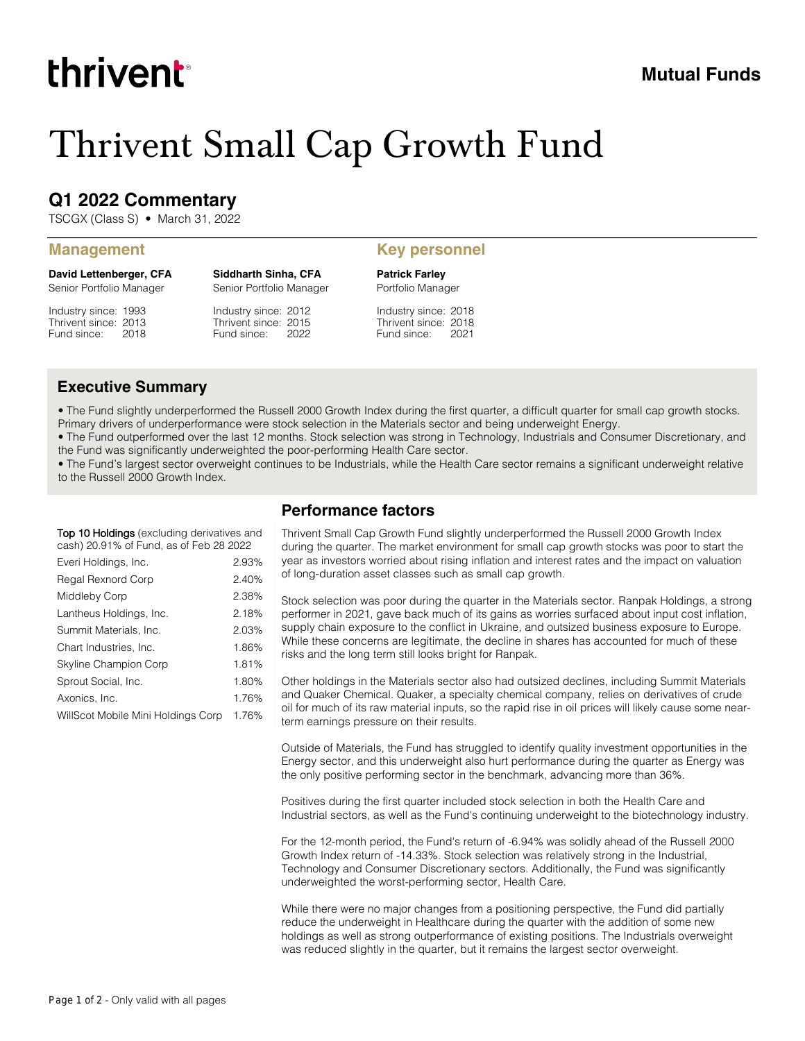thrivent

Mutual Funds

# Thrivent Small Cap Growth Fund

## Q1 2022 Commentary

TSCGX (Class S) • March 31, 2022

### Management

**David Lettenberger, CFA**
Senior Portfolio Manager

Industry since: 1993
Thrivent since: 2013
Fund since: 2018

**Siddharth Sinha, CFA**
Senior Portfolio Manager

Industry since: 2012
Thrivent since: 2015
Fund since: 2022

### Key personnel

**Patrick Farley**
Portfolio Manager

Industry since: 2018
Thrivent since: 2018
Fund since: 2021

### Executive Summary

- The Fund slightly underperformed the Russell 2000 Growth Index during the first quarter, a difficult quarter for small cap growth stocks. Primary drivers of underperformance were stock selection in the Materials sector and being underweight Energy.
- The Fund outperformed over the last 12 months. Stock selection was strong in Technology, Industrials and Consumer Discretionary, and the Fund was significantly underweighted the poor-performing Health Care sector.
- The Fund's largest sector overweight continues to be Industrials, while the Health Care sector remains a significant underweight relative to the Russell 2000 Growth Index.

**Top 10 Holdings** (excluding derivatives and cash) 20.91% of Fund, as of Feb 28 2022

| Holding | % |
|---|---|
| Everi Holdings, Inc. | 2.93% |
| Regal Rexnord Corp | 2.40% |
| Middleby Corp | 2.38% |
| Lantheus Holdings, Inc. | 2.18% |
| Summit Materials, Inc. | 2.03% |
| Chart Industries, Inc. | 1.86% |
| Skyline Champion Corp | 1.81% |
| Sprout Social, Inc. | 1.80% |
| Axonics, Inc. | 1.76% |
| WillScot Mobile Mini Holdings Corp | 1.76% |

### Performance factors

Thrivent Small Cap Growth Fund slightly underperformed the Russell 2000 Growth Index during the quarter. The market environment for small cap growth stocks was poor to start the year as investors worried about rising inflation and interest rates and the impact on valuation of long-duration asset classes such as small cap growth.

Stock selection was poor during the quarter in the Materials sector. Ranpak Holdings, a strong performer in 2021, gave back much of its gains as worries surfaced about input cost inflation, supply chain exposure to the conflict in Ukraine, and outsized business exposure to Europe. While these concerns are legitimate, the decline in shares has accounted for much of these risks and the long term still looks bright for Ranpak.

Other holdings in the Materials sector also had outsized declines, including Summit Materials and Quaker Chemical. Quaker, a specialty chemical company, relies on derivatives of crude oil for much of its raw material inputs, so the rapid rise in oil prices will likely cause some near-term earnings pressure on their results.

Outside of Materials, the Fund has struggled to identify quality investment opportunities in the Energy sector, and this underweight also hurt performance during the quarter as Energy was the only positive performing sector in the benchmark, advancing more than 36%.

Positives during the first quarter included stock selection in both the Health Care and Industrial sectors, as well as the Fund's continuing underweight to the biotechnology industry.

For the 12-month period, the Fund's return of -6.94% was solidly ahead of the Russell 2000 Growth Index return of -14.33%. Stock selection was relatively strong in the Industrial, Technology and Consumer Discretionary sectors. Additionally, the Fund was significantly underweighted the worst-performing sector, Health Care.

While there were no major changes from a positioning perspective, the Fund did partially reduce the underweight in Healthcare during the quarter with the addition of some new holdings as well as strong outperformance of existing positions. The Industrials overweight was reduced slightly in the quarter, but it remains the largest sector overweight.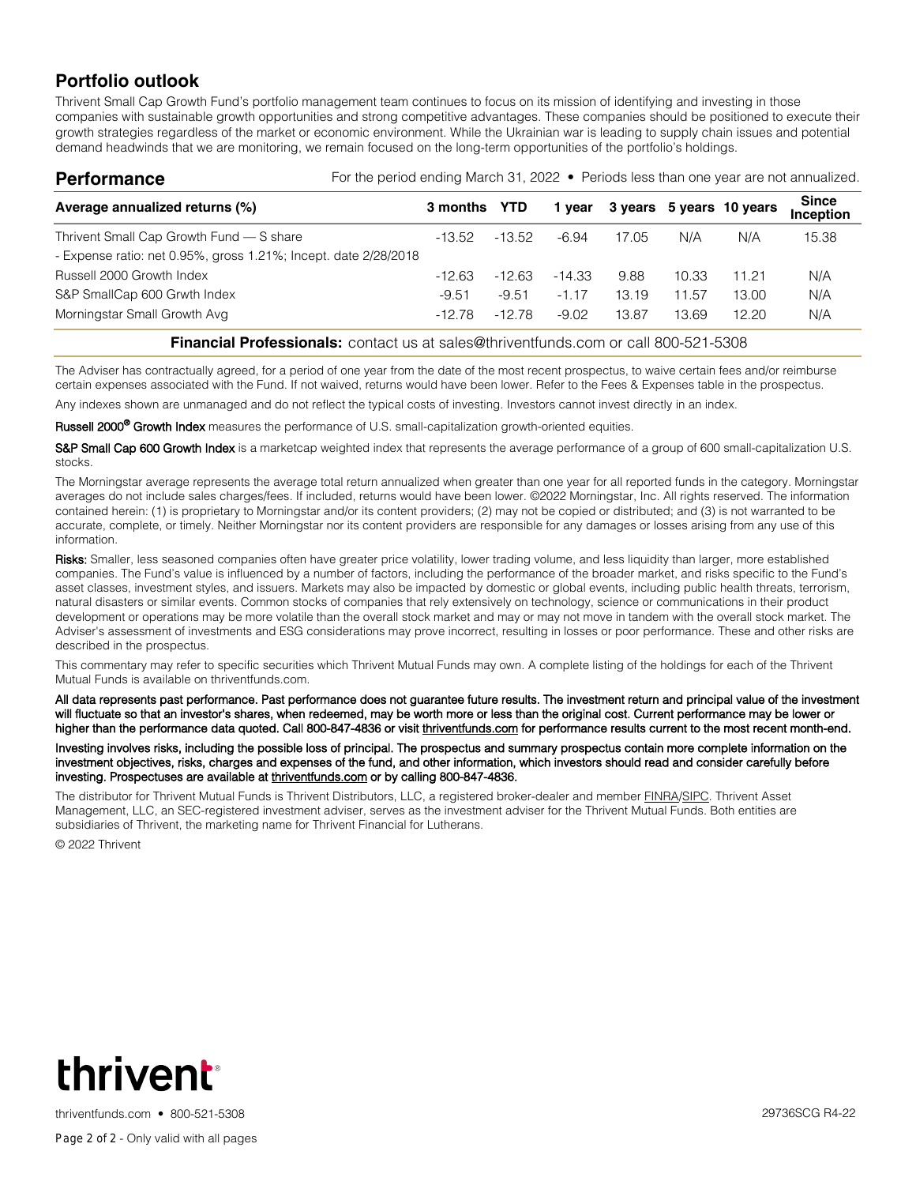## Portfolio outlook

Thrivent Small Cap Growth Fund's portfolio management team continues to focus on its mission of identifying and investing in those companies with sustainable growth opportunities and strong competitive advantages. These companies should be positioned to execute their growth strategies regardless of the market or economic environment. While the Ukrainian war is leading to supply chain issues and potential demand headwinds that we are monitoring, we remain focused on the long-term opportunities of the portfolio's holdings.

## Performance

For the period ending March 31, 2022 • Periods less than one year are not annualized.

| Average annualized returns (%) | 3 months | YTD | 1 year | 3 years | 5 years | 10 years | Since Inception |
|---|---|---|---|---|---|---|---|
| Thrivent Small Cap Growth Fund — S share | -13.52 | -13.52 | -6.94 | 17.05 | N/A | N/A | 15.38 |
| - Expense ratio: net 0.95%, gross 1.21%; Incept. date 2/28/2018 | | | | | | | |
| Russell 2000 Growth Index | -12.63 | -12.63 | -14.33 | 9.88 | 10.33 | 11.21 | N/A |
| S&P SmallCap 600 Grwth Index | -9.51 | -9.51 | -1.17 | 13.19 | 11.57 | 13.00 | N/A |
| Morningstar Small Growth Avg | -12.78 | -12.78 | -9.02 | 13.87 | 13.69 | 12.20 | N/A |

**Financial Professionals:** contact us at sales@thriventfunds.com or call 800-521-5308

The Adviser has contractually agreed, for a period of one year from the date of the most recent prospectus, to waive certain fees and/or reimburse certain expenses associated with the Fund. If not waived, returns would have been lower. Refer to the Fees & Expenses table in the prospectus.

Any indexes shown are unmanaged and do not reflect the typical costs of investing. Investors cannot invest directly in an index.

**Russell 2000® Growth Index** measures the performance of U.S. small-capitalization growth-oriented equities.

**S&P Small Cap 600 Growth Index** is a marketcap weighted index that represents the average performance of a group of 600 small-capitalization U.S. stocks.

The Morningstar average represents the average total return annualized when greater than one year for all reported funds in the category. Morningstar averages do not include sales charges/fees. If included, returns would have been lower. ©2022 Morningstar, Inc. All rights reserved. The information contained herein: (1) is proprietary to Morningstar and/or its content providers; (2) may not be copied or distributed; and (3) is not warranted to be accurate, complete, or timely. Neither Morningstar nor its content providers are responsible for any damages or losses arising from any use of this information.

**Risks:** Smaller, less seasoned companies often have greater price volatility, lower trading volume, and less liquidity than larger, more established companies. The Fund's value is influenced by a number of factors, including the performance of the broader market, and risks specific to the Fund's asset classes, investment styles, and issuers. Markets may also be impacted by domestic or global events, including public health threats, terrorism, natural disasters or similar events. Common stocks of companies that rely extensively on technology, science or communications in their product development or operations may be more volatile than the overall stock market and may or may not move in tandem with the overall stock market. The Adviser's assessment of investments and ESG considerations may prove incorrect, resulting in losses or poor performance. These and other risks are described in the prospectus.

This commentary may refer to specific securities which Thrivent Mutual Funds may own. A complete listing of the holdings for each of the Thrivent Mutual Funds is available on thriventfunds.com.

**All data represents past performance. Past performance does not guarantee future results. The investment return and principal value of the investment will fluctuate so that an investor's shares, when redeemed, may be worth more or less than the original cost. Current performance may be lower or higher than the performance data quoted. Call 800-847-4836 or visit thriventfunds.com for performance results current to the most recent month-end.**

**Investing involves risks, including the possible loss of principal. The prospectus and summary prospectus contain more complete information on the investment objectives, risks, charges and expenses of the fund, and other information, which investors should read and consider carefully before investing. Prospectuses are available at thriventfunds.com or by calling 800-847-4836.**

The distributor for Thrivent Mutual Funds is Thrivent Distributors, LLC, a registered broker-dealer and member FINRA/SIPC. Thrivent Asset Management, LLC, an SEC-registered investment adviser, serves as the investment adviser for the Thrivent Mutual Funds. Both entities are subsidiaries of Thrivent, the marketing name for Thrivent Financial for Lutherans.

© 2022 Thrivent

thrivent

thriventfunds.com • 800-521-5308

29736SCG R4-22